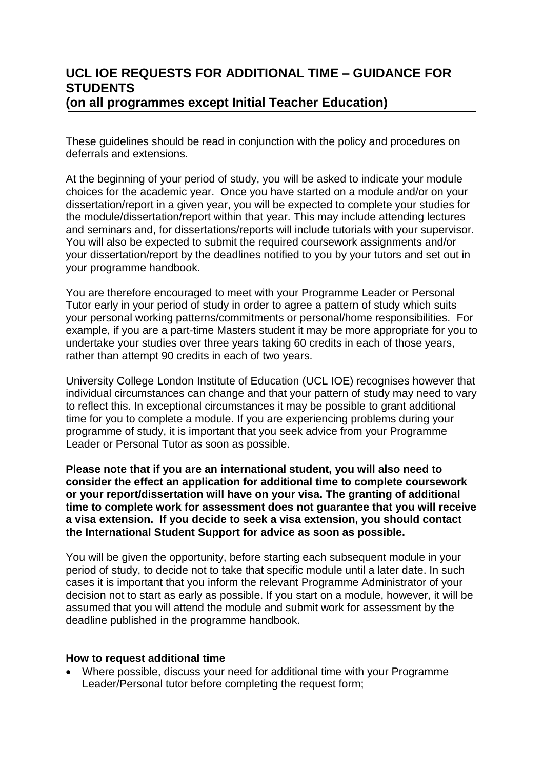# UCL IOE REQUESTS FOR ADDITIONAL TIME – GUIDANCE FOR STUDENTS
## (on all programmes except Initial Teacher Education)

These guidelines should be read in conjunction with the policy and procedures on deferrals and extensions.

At the beginning of your period of study, you will be asked to indicate your module choices for the academic year. Once you have started on a module and/or on your dissertation/report in a given year, you will be expected to complete your studies for the module/dissertation/report within that year. This may include attending lectures and seminars and, for dissertations/reports will include tutorials with your supervisor. You will also be expected to submit the required coursework assignments and/or your dissertation/report by the deadlines notified to you by your tutors and set out in your programme handbook.

You are therefore encouraged to meet with your Programme Leader or Personal Tutor early in your period of study in order to agree a pattern of study which suits your personal working patterns/commitments or personal/home responsibilities. For example, if you are a part-time Masters student it may be more appropriate for you to undertake your studies over three years taking 60 credits in each of those years, rather than attempt 90 credits in each of two years.

University College London Institute of Education (UCL IOE) recognises however that individual circumstances can change and that your pattern of study may need to vary to reflect this. In exceptional circumstances it may be possible to grant additional time for you to complete a module. If you are experiencing problems during your programme of study, it is important that you seek advice from your Programme Leader or Personal Tutor as soon as possible.

**Please note that if you are an international student, you will also need to consider the effect an application for additional time to complete coursework or your report/dissertation will have on your visa. The granting of additional time to complete work for assessment does not guarantee that you will receive a visa extension. If you decide to seek a visa extension, you should contact the International Student Support for advice as soon as possible.**

You will be given the opportunity, before starting each subsequent module in your period of study, to decide not to take that specific module until a later date. In such cases it is important that you inform the relevant Programme Administrator of your decision not to start as early as possible. If you start on a module, however, it will be assumed that you will attend the module and submit work for assessment by the deadline published in the programme handbook.

**How to request additional time**

- Where possible, discuss your need for additional time with your Programme Leader/Personal tutor before completing the request form;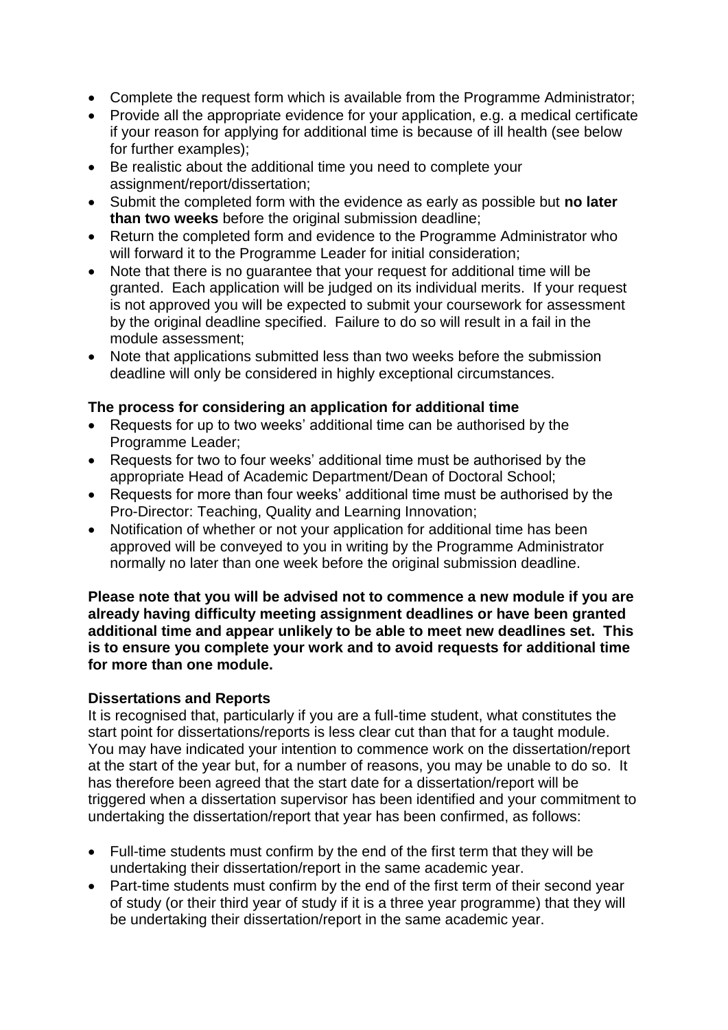- Complete the request form which is available from the Programme Administrator;
- Provide all the appropriate evidence for your application, e.g. a medical certificate if your reason for applying for additional time is because of ill health (see below for further examples);
- Be realistic about the additional time you need to complete your assignment/report/dissertation;
- Submit the completed form with the evidence as early as possible but **no later than two weeks** before the original submission deadline;
- Return the completed form and evidence to the Programme Administrator who will forward it to the Programme Leader for initial consideration;
- Note that there is no guarantee that your request for additional time will be granted. Each application will be judged on its individual merits. If your request is not approved you will be expected to submit your coursework for assessment by the original deadline specified. Failure to do so will result in a fail in the module assessment;
- Note that applications submitted less than two weeks before the submission deadline will only be considered in highly exceptional circumstances.

**The process for considering an application for additional time**

- Requests for up to two weeks' additional time can be authorised by the Programme Leader;
- Requests for two to four weeks' additional time must be authorised by the appropriate Head of Academic Department/Dean of Doctoral School;
- Requests for more than four weeks' additional time must be authorised by the Pro-Director: Teaching, Quality and Learning Innovation;
- Notification of whether or not your application for additional time has been approved will be conveyed to you in writing by the Programme Administrator normally no later than one week before the original submission deadline.

**Please note that you will be advised not to commence a new module if you are already having difficulty meeting assignment deadlines or have been granted additional time and appear unlikely to be able to meet new deadlines set. This is to ensure you complete your work and to avoid requests for additional time for more than one module.**

**Dissertations and Reports**

It is recognised that, particularly if you are a full-time student, what constitutes the start point for dissertations/reports is less clear cut than that for a taught module. You may have indicated your intention to commence work on the dissertation/report at the start of the year but, for a number of reasons, you may be unable to do so. It has therefore been agreed that the start date for a dissertation/report will be triggered when a dissertation supervisor has been identified and your commitment to undertaking the dissertation/report that year has been confirmed, as follows:

- Full-time students must confirm by the end of the first term that they will be undertaking their dissertation/report in the same academic year.
- Part-time students must confirm by the end of the first term of their second year of study (or their third year of study if it is a three year programme) that they will be undertaking their dissertation/report in the same academic year.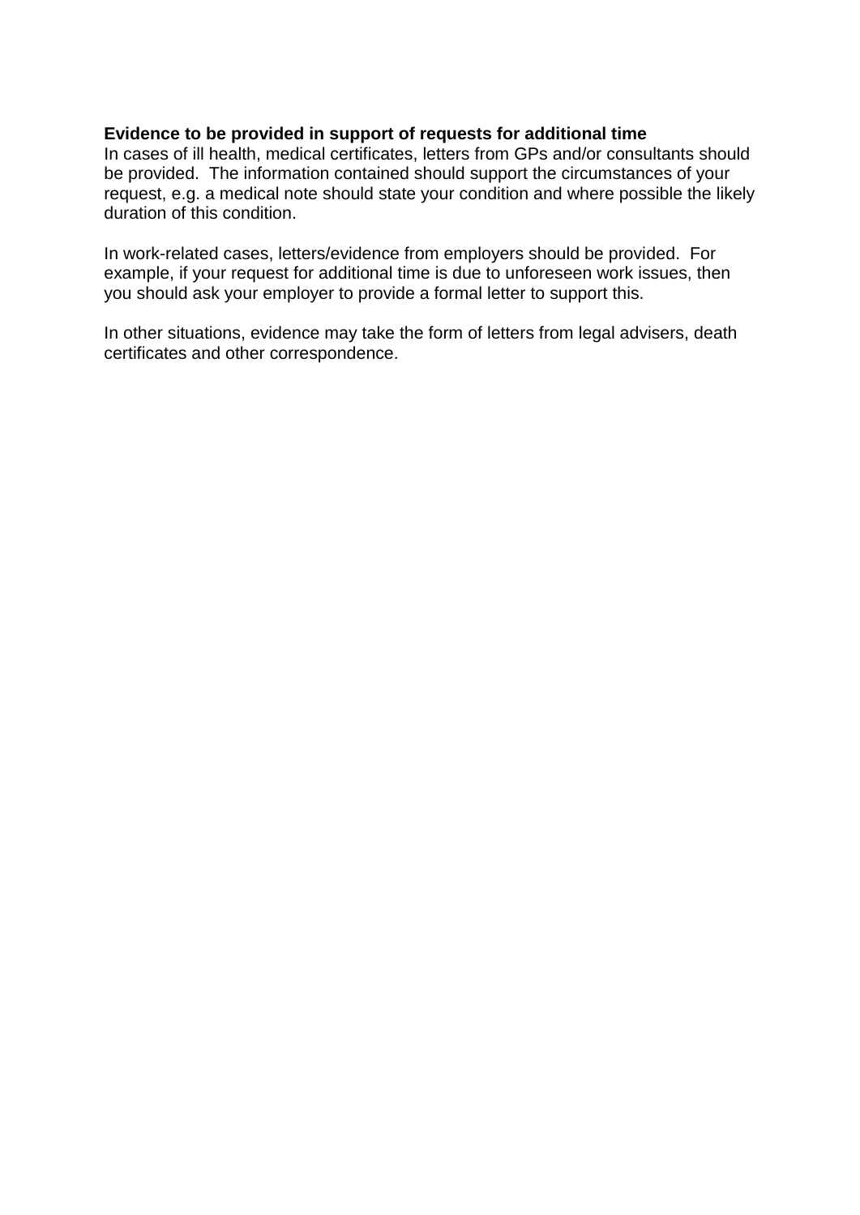**Evidence to be provided in support of requests for additional time**

In cases of ill health, medical certificates, letters from GPs and/or consultants should be provided. The information contained should support the circumstances of your request, e.g. a medical note should state your condition and where possible the likely duration of this condition.

In work-related cases, letters/evidence from employers should be provided. For example, if your request for additional time is due to unforeseen work issues, then you should ask your employer to provide a formal letter to support this.

In other situations, evidence may take the form of letters from legal advisers, death certificates and other correspondence.